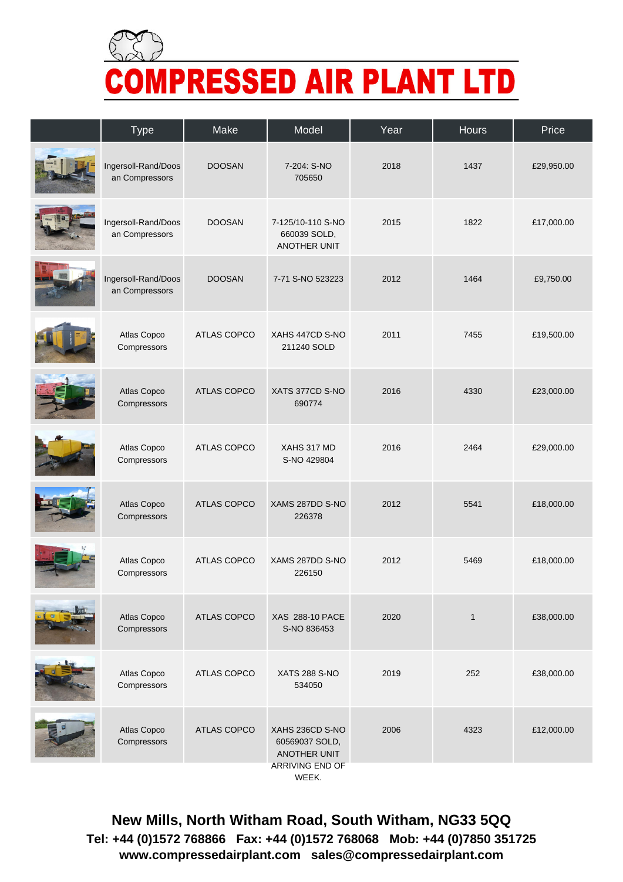# COMPRESSED AIR PLANT LTD

| | Type | Make | Model | Year | Hours | Price |
|---|---|---|---|---|---|---|
| | Ingersoll-Rand/Doosan Compressors | DOOSAN | 7-204: S-NO 705650 | 2018 | 1437 | £29,950.00 |
| | Ingersoll-Rand/Doosan Compressors | DOOSAN | 7-125/10-110 S-NO 660039 SOLD, ANOTHER UNIT | 2015 | 1822 | £17,000.00 |
| | Ingersoll-Rand/Doosan Compressors | DOOSAN | 7-71 S-NO 523223 | 2012 | 1464 | £9,750.00 |
| | Atlas Copco Compressors | ATLAS COPCO | XAHS 447CD S-NO 211240 SOLD | 2011 | 7455 | £19,500.00 |
| | Atlas Copco Compressors | ATLAS COPCO | XATS 377CD S-NO 690774 | 2016 | 4330 | £23,000.00 |
| | Atlas Copco Compressors | ATLAS COPCO | XAHS 317 MD S-NO 429804 | 2016 | 2464 | £29,000.00 |
| | Atlas Copco Compressors | ATLAS COPCO | XAMS 287DD S-NO 226378 | 2012 | 5541 | £18,000.00 |
| | Atlas Copco Compressors | ATLAS COPCO | XAMS 287DD S-NO 226150 | 2012 | 5469 | £18,000.00 |
| | Atlas Copco Compressors | ATLAS COPCO | XAS 288-10 PACE S-NO 836453 | 2020 | 1 | £38,000.00 |
| | Atlas Copco Compressors | ATLAS COPCO | XATS 288 S-NO 534050 | 2019 | 252 | £38,000.00 |
| | Atlas Copco Compressors | ATLAS COPCO | XAHS 236CD S-NO 60569037 SOLD, ANOTHER UNIT ARRIVING END OF WEEK. | 2006 | 4323 | £12,000.00 |

**New Mills, North Witham Road, South Witham, NG33 5QQ**
**Tel: +44 (0)1572 768866 Fax: +44 (0)1572 768068 Mob: +44 (0)7850 351725**
**www.compressedairplant.com sales@compressedairplant.com**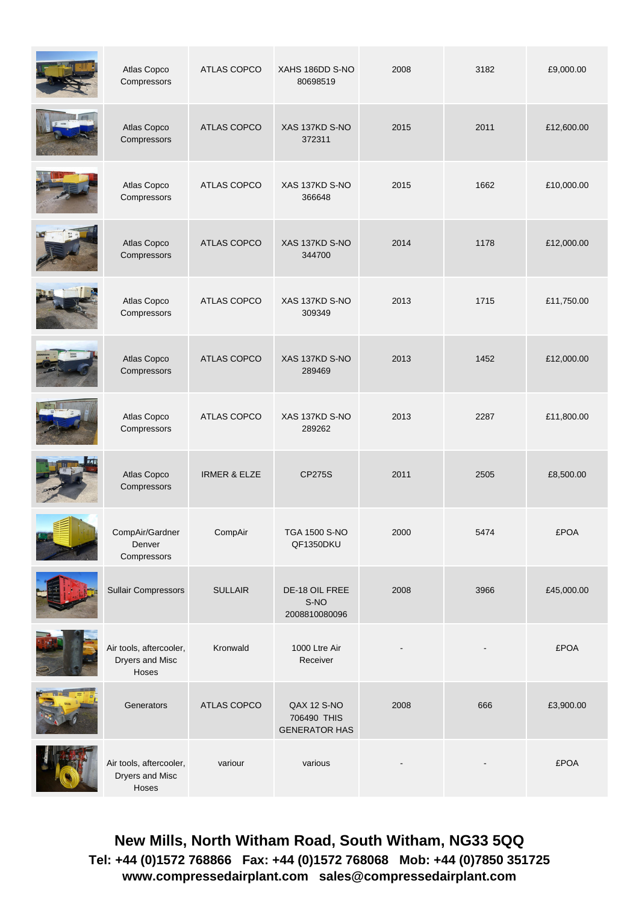| | | | | | | |
|---|---|---|---|---|---|---|
| | Atlas Copco Compressors | ATLAS COPCO | XAHS 186DD S-NO 80698519 | 2008 | 3182 | £9,000.00 |
| | Atlas Copco Compressors | ATLAS COPCO | XAS 137KD S-NO 372311 | 2015 | 2011 | £12,600.00 |
| | Atlas Copco Compressors | ATLAS COPCO | XAS 137KD S-NO 366648 | 2015 | 1662 | £10,000.00 |
| | Atlas Copco Compressors | ATLAS COPCO | XAS 137KD S-NO 344700 | 2014 | 1178 | £12,000.00 |
| | Atlas Copco Compressors | ATLAS COPCO | XAS 137KD S-NO 309349 | 2013 | 1715 | £11,750.00 |
| | Atlas Copco Compressors | ATLAS COPCO | XAS 137KD S-NO 289469 | 2013 | 1452 | £12,000.00 |
| | Atlas Copco Compressors | ATLAS COPCO | XAS 137KD S-NO 289262 | 2013 | 2287 | £11,800.00 |
| | Atlas Copco Compressors | IRMER & ELZE | CP275S | 2011 | 2505 | £8,500.00 |
| | CompAir/Gardner Denver Compressors | CompAir | TGA 1500 S-NO QF1350DKU | 2000 | 5474 | £POA |
| | Sullair Compressors | SULLAIR | DE-18 OIL FREE S-NO 2008810080096 | 2008 | 3966 | £45,000.00 |
| | Air tools, aftercooler, Dryers and Misc Hoses | Kronwald | 1000 Ltre Air Receiver | - | - | £POA |
| | Generators | ATLAS COPCO | QAX 12 S-NO 706490 THIS GENERATOR HAS | 2008 | 666 | £3,900.00 |
| | Air tools, aftercooler, Dryers and Misc Hoses | variour | various | - | - | £POA |

**New Mills, North Witham Road, South Witham, NG33 5QQ**
**Tel: +44 (0)1572 768866 Fax: +44 (0)1572 768068 Mob: +44 (0)7850 351725**
**www.compressedairplant.com sales@compressedairplant.com**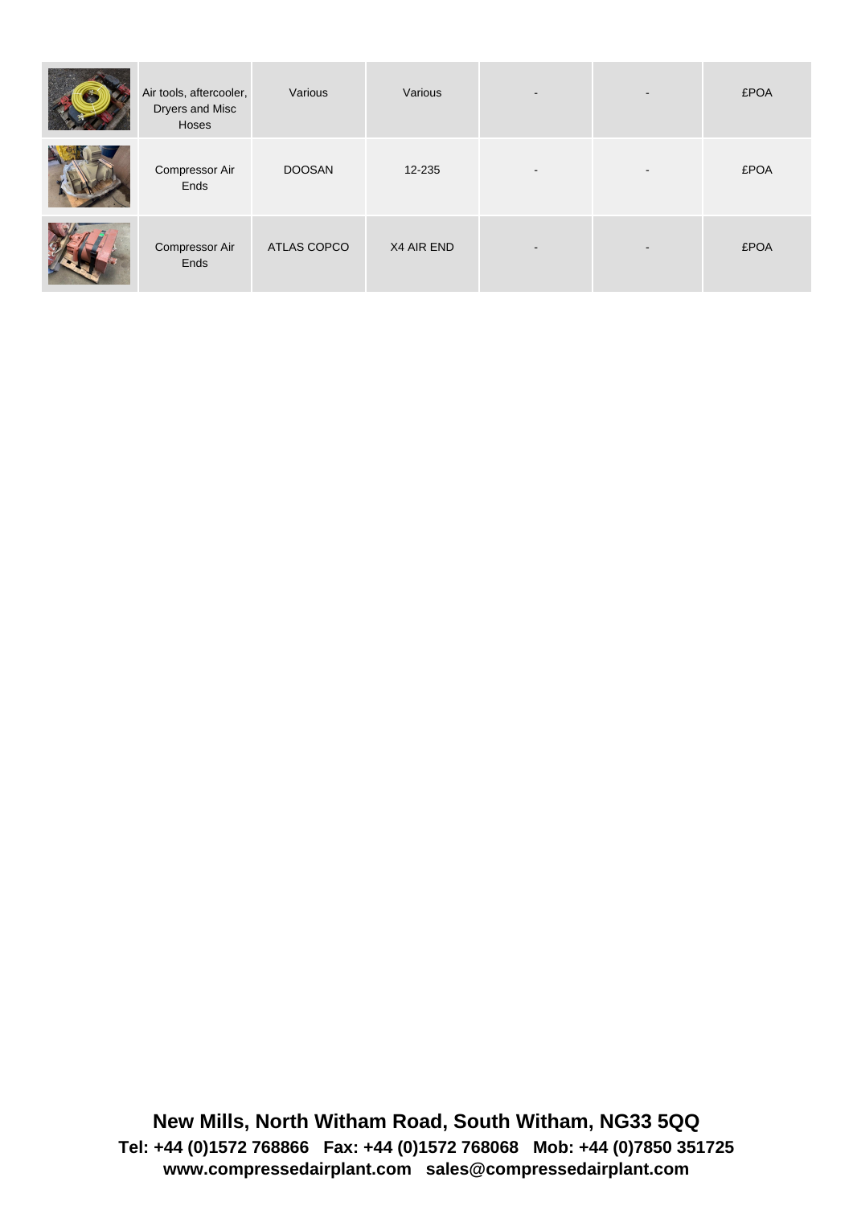| | | | | | | |
|---|---|---|---|---|---|---|
| | Air tools, aftercooler, Dryers and Misc Hoses | Various | Various | - | - | £POA |
| | Compressor Air Ends | DOOSAN | 12-235 | - | - | £POA |
| | Compressor Air Ends | ATLAS COPCO | X4 AIR END | - | - | £POA |

**New Mills, North Witham Road, South Witham, NG33 5QQ**
**Tel: +44 (0)1572 768866 Fax: +44 (0)1572 768068 Mob: +44 (0)7850 351725**
**www.compressedairplant.com sales@compressedairplant.com**